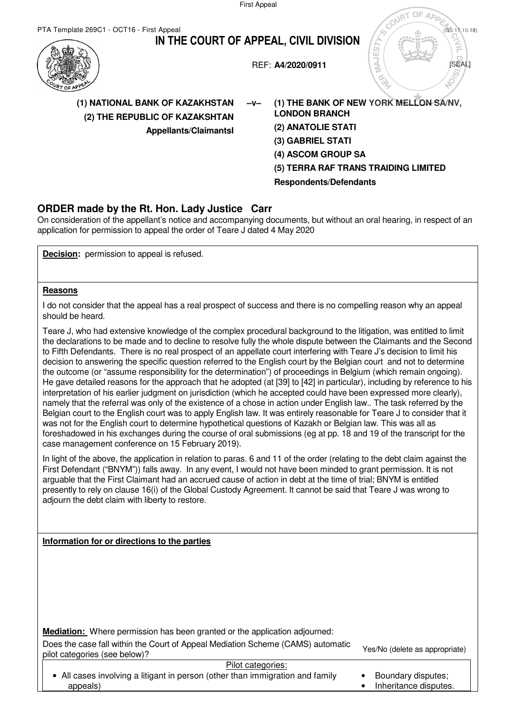First Appeal

PTA Template 269C1 - OCT16 - First Appeal (GS:17.10.18)

# IN THE COURT OF APPEAL, CIVIL DIVISION

REF: **A4/2020/0911**

[SEAL]

| | | |
|---|---|---|
| **(1) NATIONAL BANK OF KAZAKHSTAN** **(2) THE REPUBLIC OF KAZAKSHTAN** **Appellants/ClaimantsI** | **–v–** | **(1) THE BANK OF NEW YORK MELLON SA/NV, LONDON BRANCH** **(2) ANATOLIE STATI** **(3) GABRIEL STATI** **(4) ASCOM GROUP SA** **(5) TERRA RAF TRANS TRAIDING LIMITED** **Respondents/Defendants** |

## ORDER made by the Rt. Hon. Lady Justice Carr

On consideration of the appellant's notice and accompanying documents, but without an oral hearing, in respect of an application for permission to appeal the order of Teare J dated 4 May 2020

**Decision:** permission to appeal is refused.

**Reasons**

I do not consider that the appeal has a real prospect of success and there is no compelling reason why an appeal should be heard.

Teare J, who had extensive knowledge of the complex procedural background to the litigation, was entitled to limit the declarations to be made and to decline to resolve fully the whole dispute between the Claimants and the Second to Fifth Defendants. There is no real prospect of an appellate court interfering with Teare J's decision to limit his decision to answering the specific question referred to the English court by the Belgian court and not to determine the outcome (or "assume responsibility for the determination") of proceedings in Belgium (which remain ongoing). He gave detailed reasons for the approach that he adopted (at [39] to [42] in particular), including by reference to his interpretation of his earlier judgment on jurisdiction (which he accepted could have been expressed more clearly), namely that the referral was only of the existence of a chose in action under English law.. The task referred by the Belgian court to the English court was to apply English law. It was entirely reasonable for Teare J to consider that it was not for the English court to determine hypothetical questions of Kazakh or Belgian law. This was all as foreshadowed in his exchanges during the course of oral submissions (eg at pp. 18 and 19 of the transcript for the case management conference on 15 February 2019).

In light of the above, the application in relation to paras. 6 and 11 of the order (relating to the debt claim against the First Defendant ("BNYM")) falls away. In any event, I would not have been minded to grant permission. It is not arguable that the First Claimant had an accrued cause of action in debt at the time of trial; BNYM is entitled presently to rely on clause 16(i) of the Global Custody Agreement. It cannot be said that Teare J was wrong to adjourn the debt claim with liberty to restore.

**Information for or directions to the parties**

**Mediation:** Where permission has been granted or the application adjourned:

Does the case fall within the Court of Appeal Mediation Scheme (CAMS) automatic pilot categories (see below)? Yes/No (delete as appropriate)

Pilot categories:

- All cases involving a litigant in person (other than immigration and family appeals)
- Boundary disputes;
- Inheritance disputes.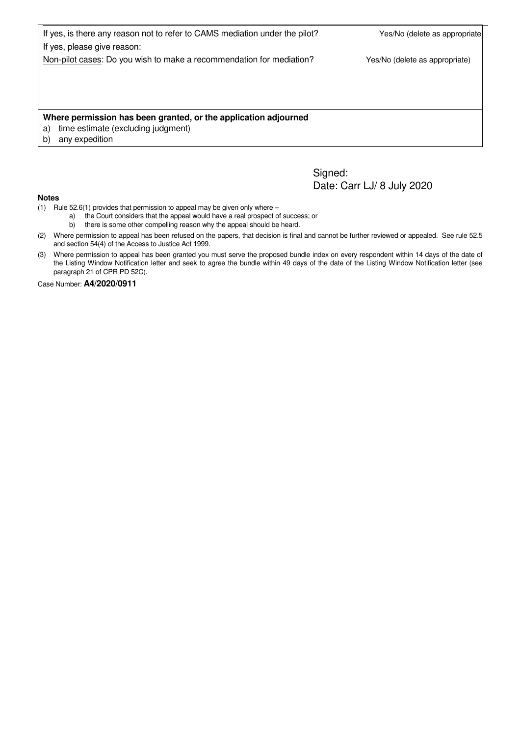| | |
|---|---|
| If yes, is there any reason not to refer to CAMS mediation under the pilot?<br>If yes, please give reason:<br><u>Non-pilot cases</u>: Do you wish to make a recommendation for mediation? | Yes/No (delete as appropriate)<br><br>Yes/No (delete as appropriate) |
| **Where permission has been granted, or the application adjourned**<br>a) time estimate (excluding judgment)<br>b) any expedition | |

Signed:
Date: Carr LJ/ 8 July 2020

**Notes**

(1) Rule 52.6(1) provides that permission to appeal may be given only where –
  a) the Court considers that the appeal would have a real prospect of success; or
  b) there is some other compelling reason why the appeal should be heard.

(2) Where permission to appeal has been refused on the papers, that decision is final and cannot be further reviewed or appealed. See rule 52.5 and section 54(4) of the Access to Justice Act 1999.

(3) Where permission to appeal has been granted you must serve the proposed bundle index on every respondent within 14 days of the date of the Listing Window Notification letter and seek to agree the bundle within 49 days of the date of the Listing Window Notification letter (see paragraph 21 of CPR PD 52C).

Case Number: **A4/2020/0911**